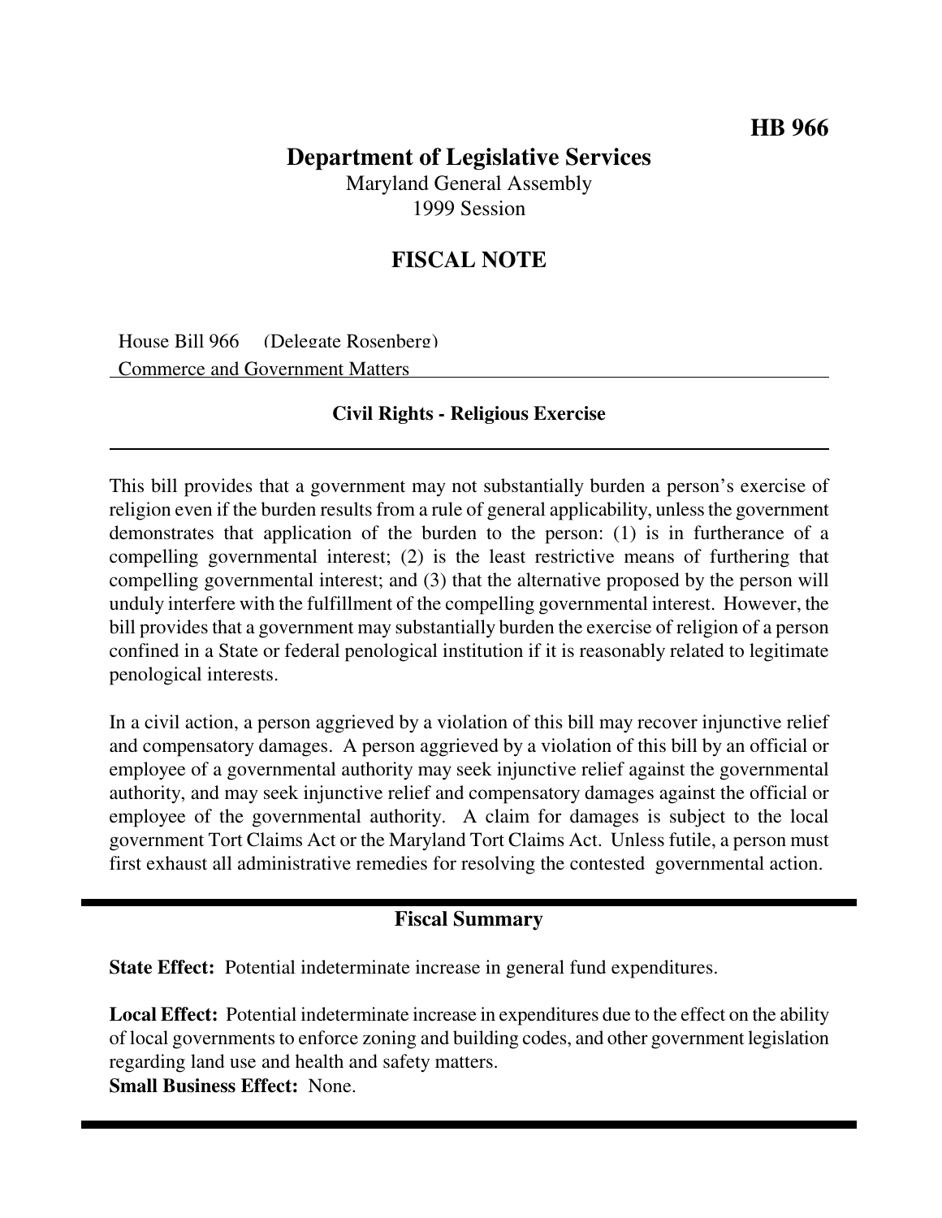**HB 966**

# Department of Legislative Services

Maryland General Assembly
1999 Session

## FISCAL NOTE

House Bill 966 (Delegate Rosenberg)
Commerce and Government Matters

**Civil Rights - Religious Exercise**

This bill provides that a government may not substantially burden a person's exercise of religion even if the burden results from a rule of general applicability, unless the government demonstrates that application of the burden to the person: (1) is in furtherance of a compelling governmental interest; (2) is the least restrictive means of furthering that compelling governmental interest; and (3) that the alternative proposed by the person will unduly interfere with the fulfillment of the compelling governmental interest. However, the bill provides that a government may substantially burden the exercise of religion of a person confined in a State or federal penological institution if it is reasonably related to legitimate penological interests.

In a civil action, a person aggrieved by a violation of this bill may recover injunctive relief and compensatory damages. A person aggrieved by a violation of this bill by an official or employee of a governmental authority may seek injunctive relief against the governmental authority, and may seek injunctive relief and compensatory damages against the official or employee of the governmental authority. A claim for damages is subject to the local government Tort Claims Act or the Maryland Tort Claims Act. Unless futile, a person must first exhaust all administrative remedies for resolving the contested governmental action.

## Fiscal Summary

**State Effect:** Potential indeterminate increase in general fund expenditures.

**Local Effect:** Potential indeterminate increase in expenditures due to the effect on the ability of local governments to enforce zoning and building codes, and other government legislation regarding land use and health and safety matters.

**Small Business Effect:** None.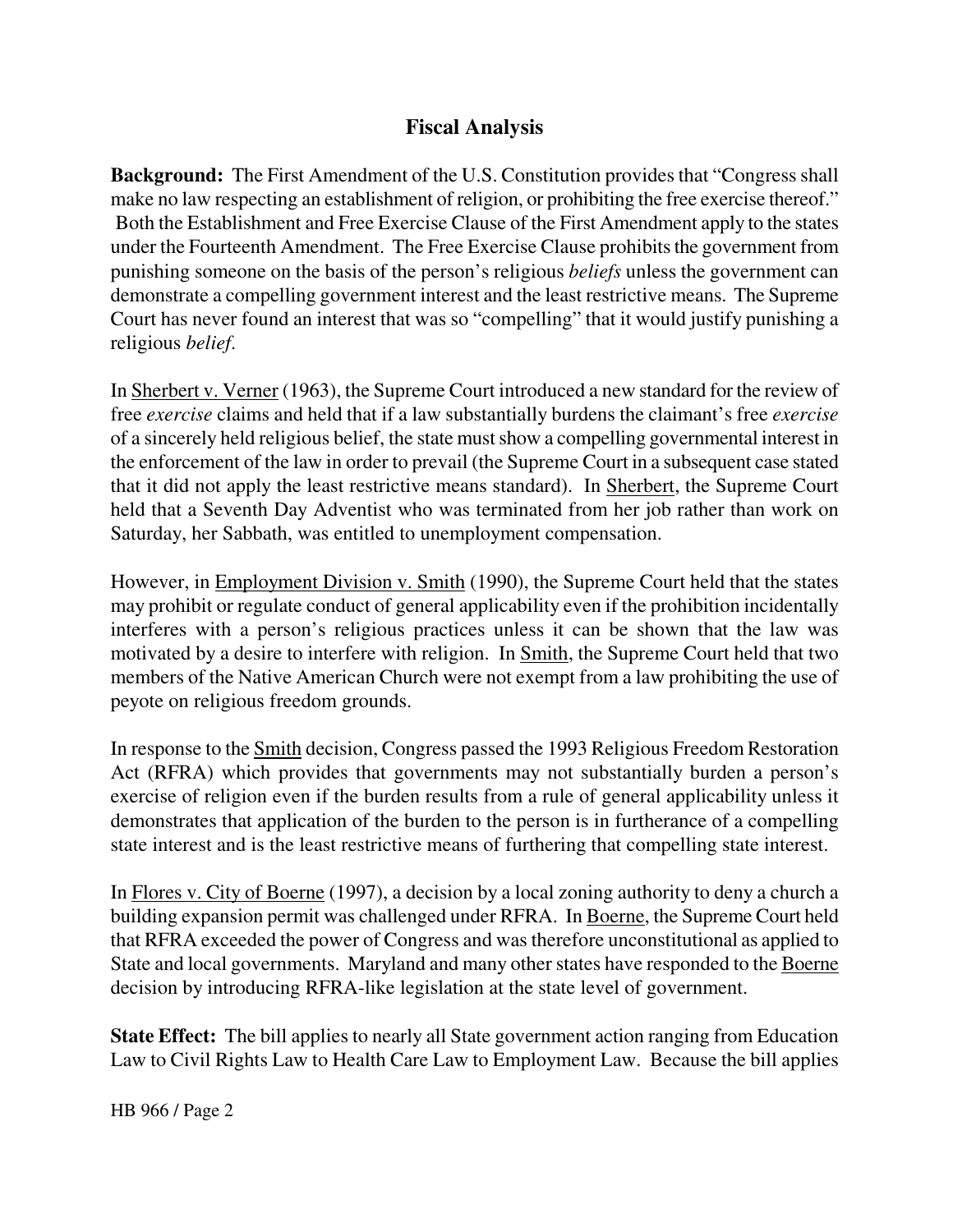## Fiscal Analysis

**Background:** The First Amendment of the U.S. Constitution provides that "Congress shall make no law respecting an establishment of religion, or prohibiting the free exercise thereof." Both the Establishment and Free Exercise Clause of the First Amendment apply to the states under the Fourteenth Amendment. The Free Exercise Clause prohibits the government from punishing someone on the basis of the person's religious *beliefs* unless the government can demonstrate a compelling government interest and the least restrictive means. The Supreme Court has never found an interest that was so "compelling" that it would justify punishing a religious *belief*.

In Sherbert v. Verner (1963), the Supreme Court introduced a new standard for the review of free *exercise* claims and held that if a law substantially burdens the claimant's free *exercise* of a sincerely held religious belief, the state must show a compelling governmental interest in the enforcement of the law in order to prevail (the Supreme Court in a subsequent case stated that it did not apply the least restrictive means standard). In Sherbert, the Supreme Court held that a Seventh Day Adventist who was terminated from her job rather than work on Saturday, her Sabbath, was entitled to unemployment compensation.

However, in Employment Division v. Smith (1990), the Supreme Court held that the states may prohibit or regulate conduct of general applicability even if the prohibition incidentally interferes with a person's religious practices unless it can be shown that the law was motivated by a desire to interfere with religion. In Smith, the Supreme Court held that two members of the Native American Church were not exempt from a law prohibiting the use of peyote on religious freedom grounds.

In response to the Smith decision, Congress passed the 1993 Religious Freedom Restoration Act (RFRA) which provides that governments may not substantially burden a person's exercise of religion even if the burden results from a rule of general applicability unless it demonstrates that application of the burden to the person is in furtherance of a compelling state interest and is the least restrictive means of furthering that compelling state interest.

In Flores v. City of Boerne (1997), a decision by a local zoning authority to deny a church a building expansion permit was challenged under RFRA. In Boerne, the Supreme Court held that RFRA exceeded the power of Congress and was therefore unconstitutional as applied to State and local governments. Maryland and many other states have responded to the Boerne decision by introducing RFRA-like legislation at the state level of government.

**State Effect:** The bill applies to nearly all State government action ranging from Education Law to Civil Rights Law to Health Care Law to Employment Law. Because the bill applies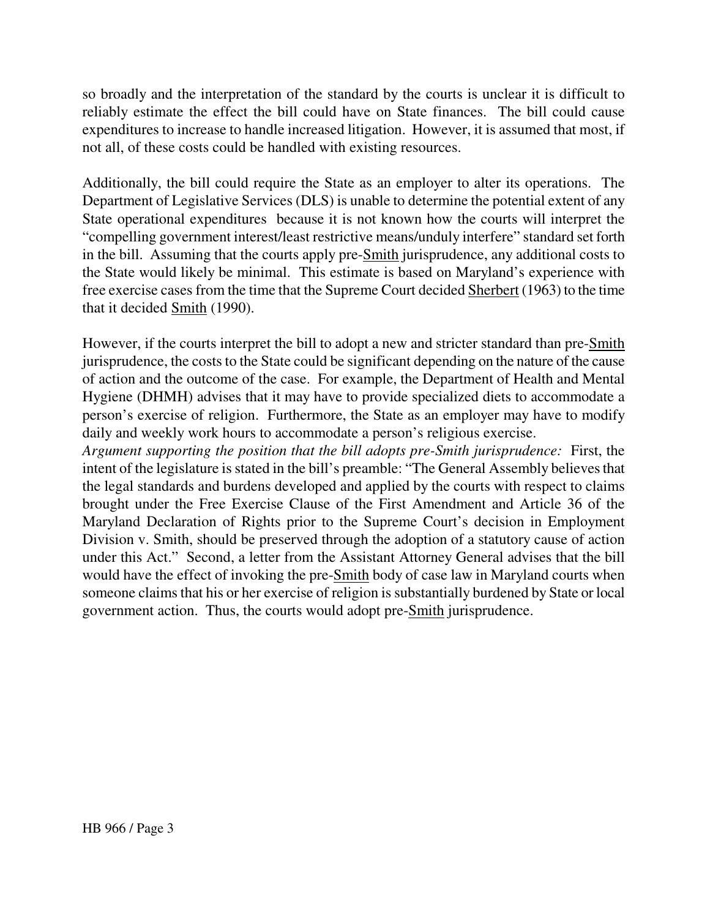so broadly and the interpretation of the standard by the courts is unclear it is difficult to reliably estimate the effect the bill could have on State finances. The bill could cause expenditures to increase to handle increased litigation. However, it is assumed that most, if not all, of these costs could be handled with existing resources.

Additionally, the bill could require the State as an employer to alter its operations. The Department of Legislative Services (DLS) is unable to determine the potential extent of any State operational expenditures because it is not known how the courts will interpret the "compelling government interest/least restrictive means/unduly interfere" standard set forth in the bill. Assuming that the courts apply pre-Smith jurisprudence, any additional costs to the State would likely be minimal. This estimate is based on Maryland's experience with free exercise cases from the time that the Supreme Court decided Sherbert (1963) to the time that it decided Smith (1990).

However, if the courts interpret the bill to adopt a new and stricter standard than pre-Smith jurisprudence, the costs to the State could be significant depending on the nature of the cause of action and the outcome of the case. For example, the Department of Health and Mental Hygiene (DHMH) advises that it may have to provide specialized diets to accommodate a person's exercise of religion. Furthermore, the State as an employer may have to modify daily and weekly work hours to accommodate a person's religious exercise.

*Argument supporting the position that the bill adopts pre-Smith jurisprudence:* First, the intent of the legislature is stated in the bill's preamble: "The General Assembly believes that the legal standards and burdens developed and applied by the courts with respect to claims brought under the Free Exercise Clause of the First Amendment and Article 36 of the Maryland Declaration of Rights prior to the Supreme Court's decision in Employment Division v. Smith, should be preserved through the adoption of a statutory cause of action under this Act." Second, a letter from the Assistant Attorney General advises that the bill would have the effect of invoking the pre-Smith body of case law in Maryland courts when someone claims that his or her exercise of religion is substantially burdened by State or local government action. Thus, the courts would adopt pre-Smith jurisprudence.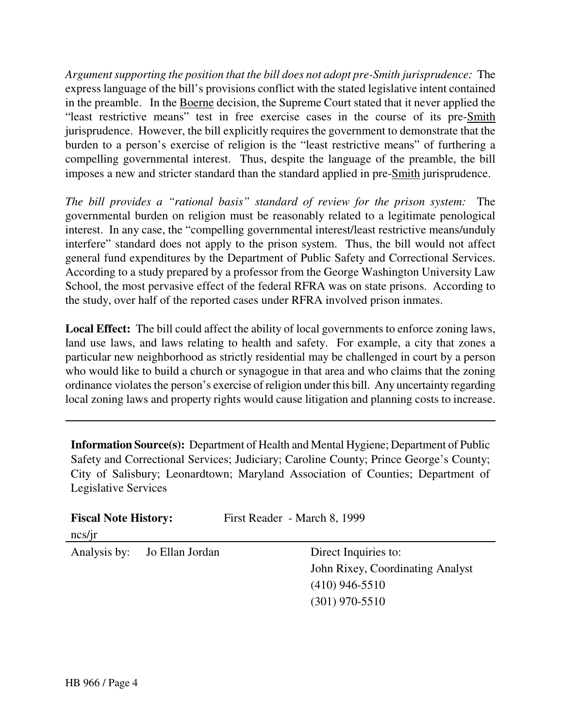*Argument supporting the position that the bill does not adopt pre-Smith jurisprudence:* The express language of the bill's provisions conflict with the stated legislative intent contained in the preamble. In the Boerne decision, the Supreme Court stated that it never applied the "least restrictive means" test in free exercise cases in the course of its pre-Smith jurisprudence. However, the bill explicitly requires the government to demonstrate that the burden to a person's exercise of religion is the "least restrictive means" of furthering a compelling governmental interest. Thus, despite the language of the preamble, the bill imposes a new and stricter standard than the standard applied in pre-Smith jurisprudence.

*The bill provides a "rational basis" standard of review for the prison system:* The governmental burden on religion must be reasonably related to a legitimate penological interest. In any case, the "compelling governmental interest/least restrictive means/unduly interfere" standard does not apply to the prison system. Thus, the bill would not affect general fund expenditures by the Department of Public Safety and Correctional Services. According to a study prepared by a professor from the George Washington University Law School, the most pervasive effect of the federal RFRA was on state prisons. According to the study, over half of the reported cases under RFRA involved prison inmates.

**Local Effect:** The bill could affect the ability of local governments to enforce zoning laws, land use laws, and laws relating to health and safety. For example, a city that zones a particular new neighborhood as strictly residential may be challenged in court by a person who would like to build a church or synagogue in that area and who claims that the zoning ordinance violates the person's exercise of religion under this bill. Any uncertainty regarding local zoning laws and property rights would cause litigation and planning costs to increase.

---

**Information Source(s):** Department of Health and Mental Hygiene; Department of Public Safety and Correctional Services; Judiciary; Caroline County; Prince George's County; City of Salisbury; Leonardtown; Maryland Association of Counties; Department of Legislative Services

**Fiscal Note History:** First Reader - March 8, 1999

ncs/jr

---

Analysis by: Jo Ellan Jordan

Direct Inquiries to:
John Rixey, Coordinating Analyst
(410) 946-5510
(301) 970-5510